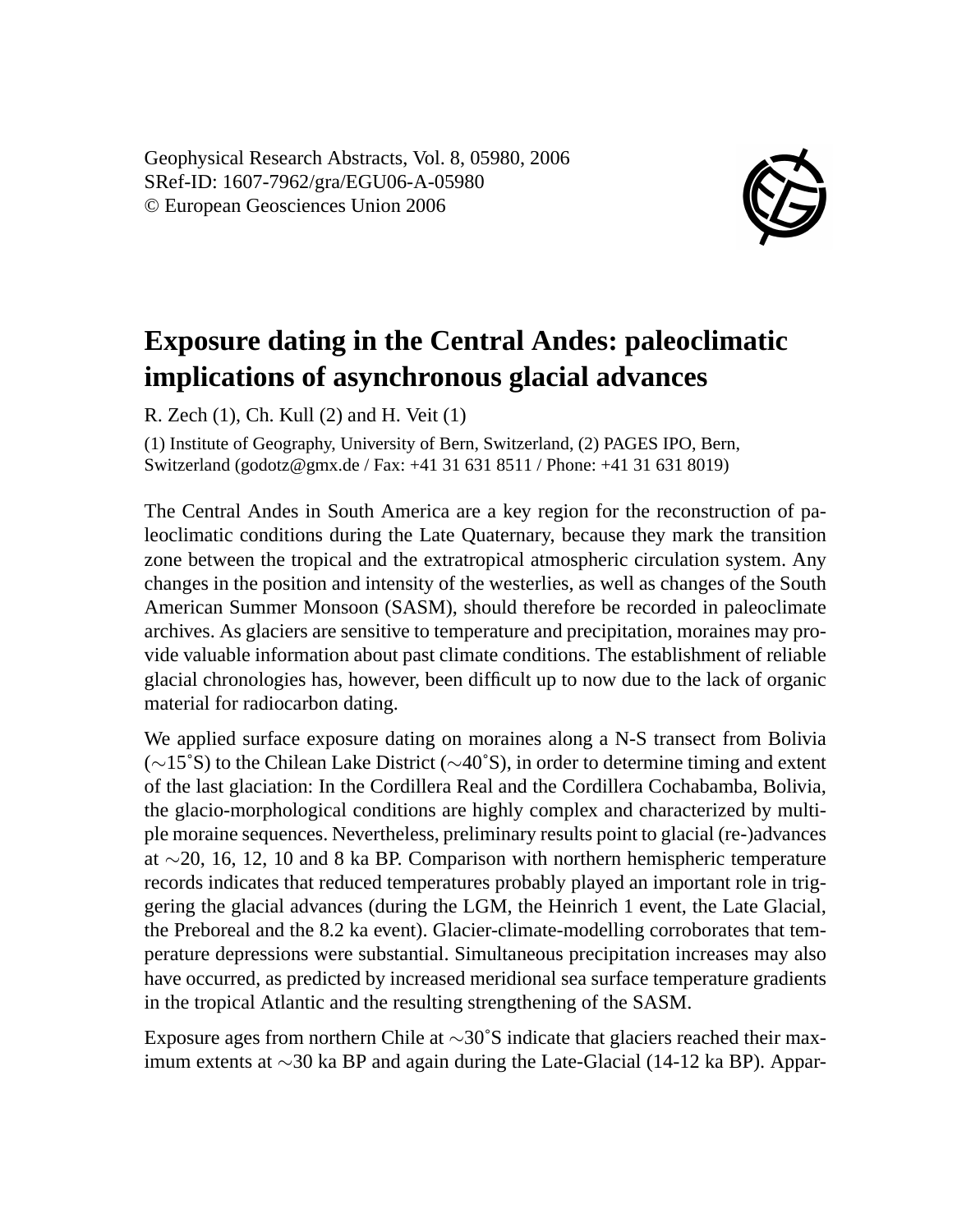Geophysical Research Abstracts, Vol. 8, 05980, 2006
SRef-ID: 1607-7962/gra/EGU06-A-05980
© European Geosciences Union 2006

# Exposure dating in the Central Andes: paleoclimatic implications of asynchronous glacial advances

R. Zech (1), Ch. Kull (2) and H. Veit (1)

(1) Institute of Geography, University of Bern, Switzerland, (2) PAGES IPO, Bern, Switzerland (godotz@gmx.de / Fax: +41 31 631 8511 / Phone: +41 31 631 8019)

The Central Andes in South America are a key region for the reconstruction of paleoclimatic conditions during the Late Quaternary, because they mark the transition zone between the tropical and the extratropical atmospheric circulation system. Any changes in the position and intensity of the westerlies, as well as changes of the South American Summer Monsoon (SASM), should therefore be recorded in paleoclimate archives. As glaciers are sensitive to temperature and precipitation, moraines may provide valuable information about past climate conditions. The establishment of reliable glacial chronologies has, however, been difficult up to now due to the lack of organic material for radiocarbon dating.

We applied surface exposure dating on moraines along a N-S transect from Bolivia (∼15˚S) to the Chilean Lake District (∼40˚S), in order to determine timing and extent of the last glaciation: In the Cordillera Real and the Cordillera Cochabamba, Bolivia, the glacio-morphological conditions are highly complex and characterized by multiple moraine sequences. Nevertheless, preliminary results point to glacial (re-)advances at ∼20, 16, 12, 10 and 8 ka BP. Comparison with northern hemispheric temperature records indicates that reduced temperatures probably played an important role in triggering the glacial advances (during the LGM, the Heinrich 1 event, the Late Glacial, the Preboreal and the 8.2 ka event). Glacier-climate-modelling corroborates that temperature depressions were substantial. Simultaneous precipitation increases may also have occurred, as predicted by increased meridional sea surface temperature gradients in the tropical Atlantic and the resulting strengthening of the SASM.

Exposure ages from northern Chile at ∼30˚S indicate that glaciers reached their maximum extents at ∼30 ka BP and again during the Late-Glacial (14-12 ka BP). Appar-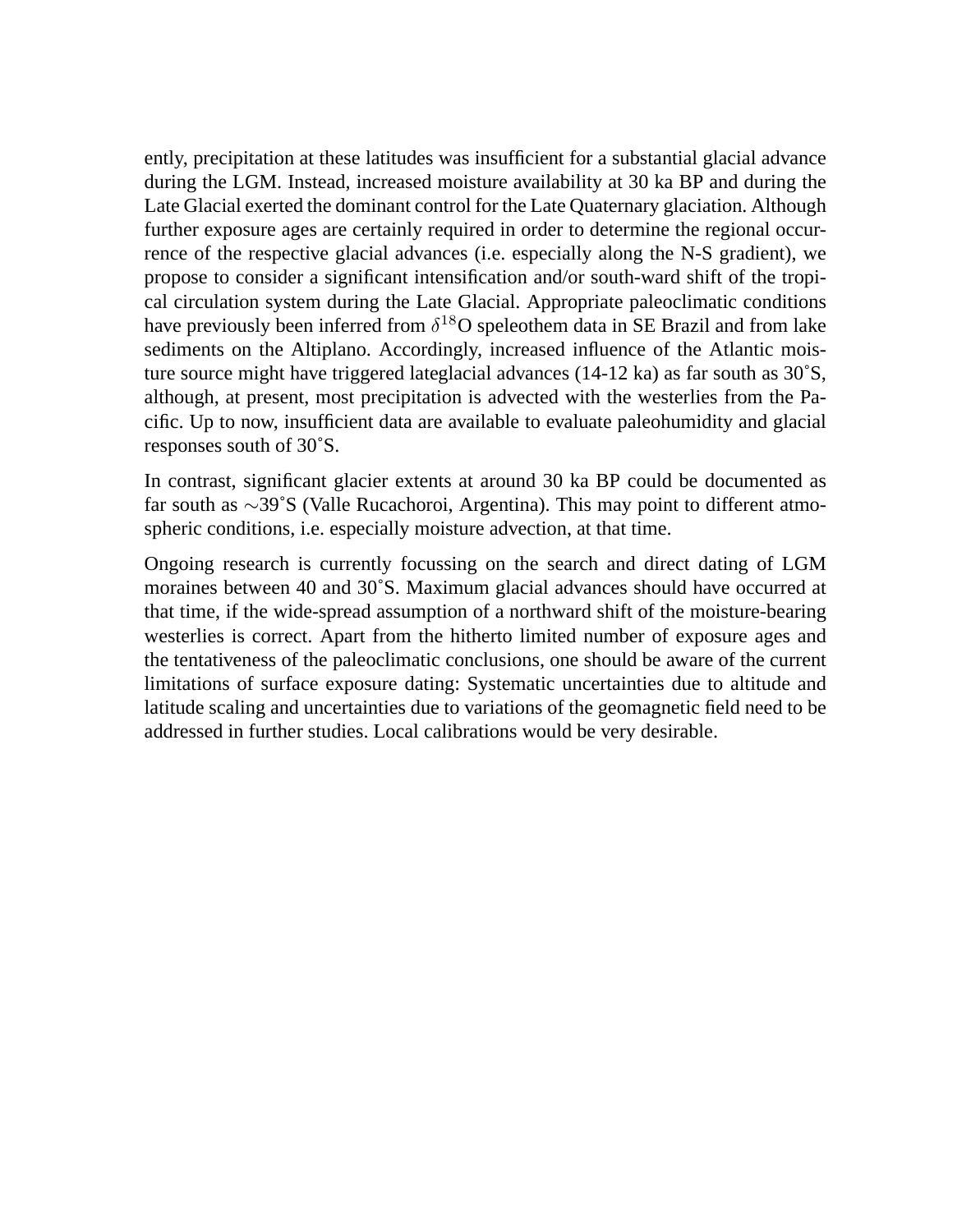ently, precipitation at these latitudes was insufficient for a substantial glacial advance during the LGM. Instead, increased moisture availability at 30 ka BP and during the Late Glacial exerted the dominant control for the Late Quaternary glaciation. Although further exposure ages are certainly required in order to determine the regional occurrence of the respective glacial advances (i.e. especially along the N-S gradient), we propose to consider a significant intensification and/or south-ward shift of the tropical circulation system during the Late Glacial. Appropriate paleoclimatic conditions have previously been inferred from $\delta^{18}$O speleothem data in SE Brazil and from lake sediments on the Altiplano. Accordingly, increased influence of the Atlantic moisture source might have triggered lateglacial advances (14-12 ka) as far south as 30˚S, although, at present, most precipitation is advected with the westerlies from the Pacific. Up to now, insufficient data are available to evaluate paleohumidity and glacial responses south of 30˚S.

In contrast, significant glacier extents at around 30 ka BP could be documented as far south as $\sim$39˚S (Valle Rucachoroi, Argentina). This may point to different atmospheric conditions, i.e. especially moisture advection, at that time.

Ongoing research is currently focussing on the search and direct dating of LGM moraines between 40 and 30˚S. Maximum glacial advances should have occurred at that time, if the wide-spread assumption of a northward shift of the moisture-bearing westerlies is correct. Apart from the hitherto limited number of exposure ages and the tentativeness of the paleoclimatic conclusions, one should be aware of the current limitations of surface exposure dating: Systematic uncertainties due to altitude and latitude scaling and uncertainties due to variations of the geomagnetic field need to be addressed in further studies. Local calibrations would be very desirable.